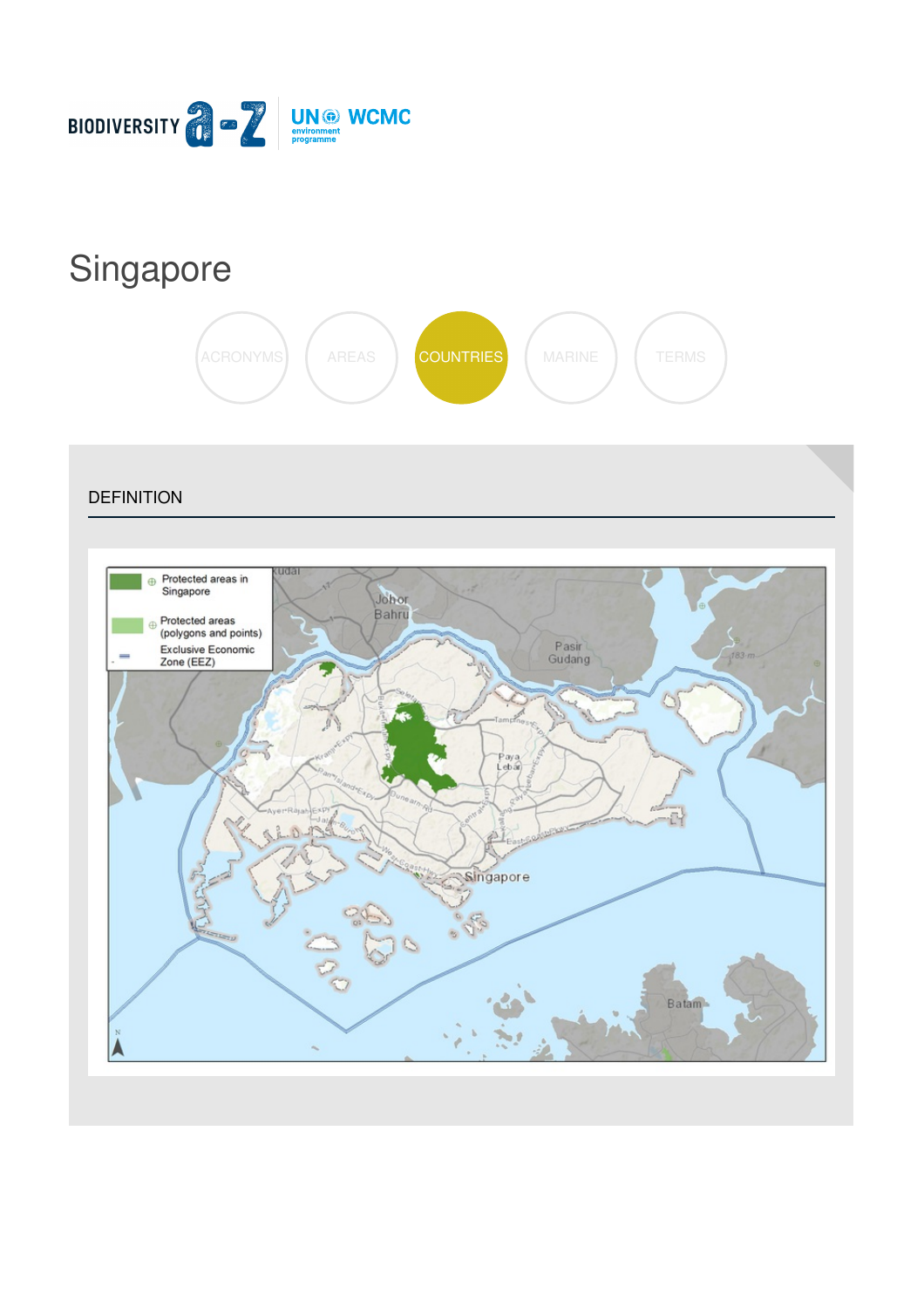BIODIVERSITY a-z | UN environment programme WCMC

# Singapore

ACRONYMS AREAS COUNTRIES MARINE TERMS

## DEFINITION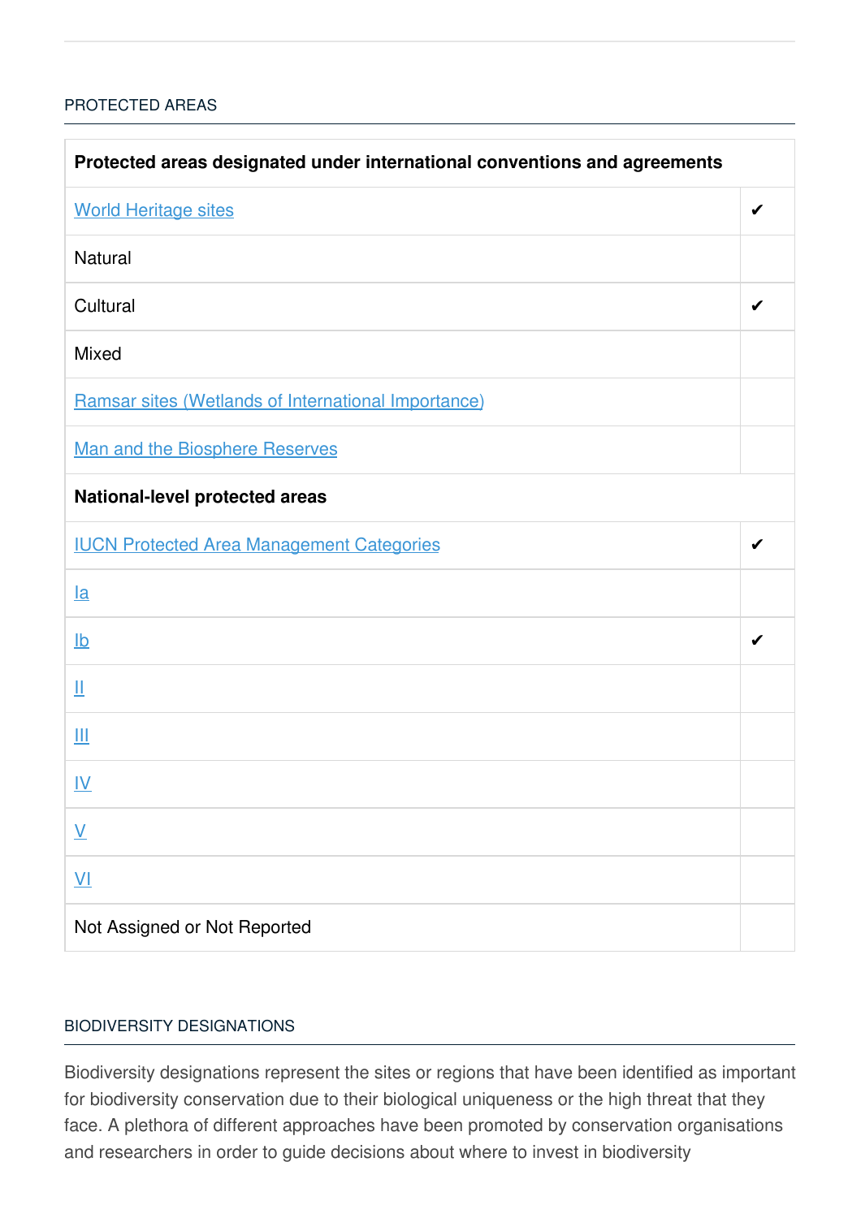## PROTECTED AREAS

| Protected areas designated under international conventions and agreements | |
|---|---|
| World Heritage sites | ✔ |
| Natural | |
| Cultural | ✔ |
| Mixed | |
| Ramsar sites (Wetlands of International Importance) | |
| Man and the Biosphere Reserves | |
| **National-level protected areas** | |
| IUCN Protected Area Management Categories | ✔ |
| Ia | |
| Ib | ✔ |
| II | |
| III | |
| IV | |
| V | |
| VI | |
| Not Assigned or Not Reported | |

## BIODIVERSITY DESIGNATIONS

Biodiversity designations represent the sites or regions that have been identified as important for biodiversity conservation due to their biological uniqueness or the high threat that they face. A plethora of different approaches have been promoted by conservation organisations and researchers in order to guide decisions about where to invest in biodiversity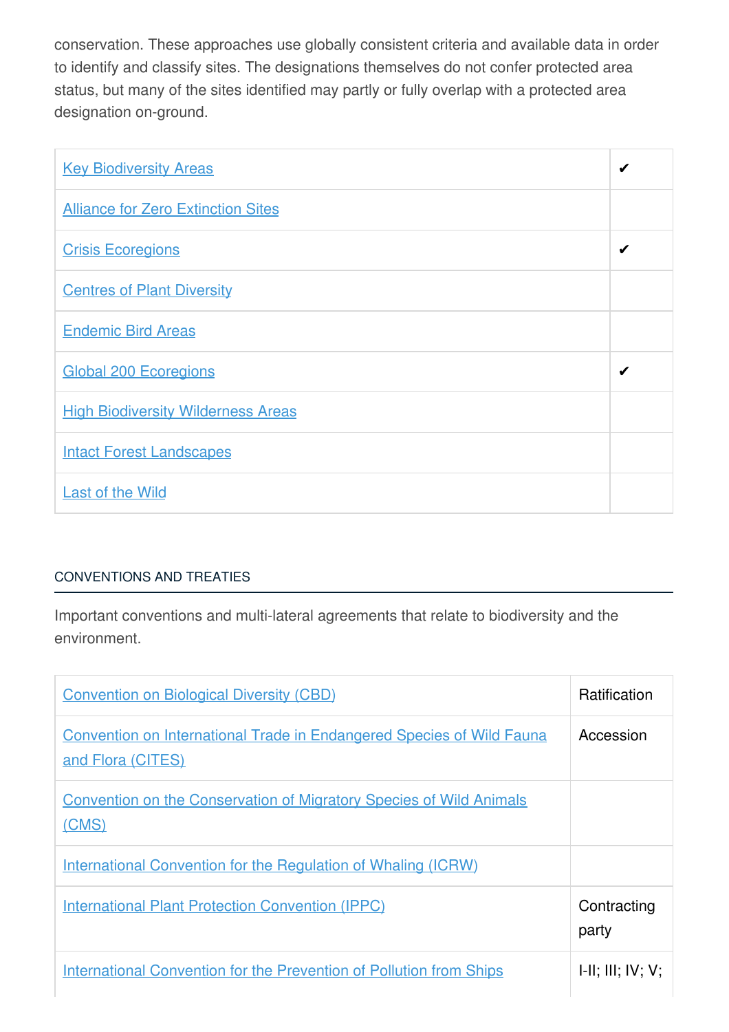conservation. These approaches use globally consistent criteria and available data in order to identify and classify sites. The designations themselves do not confer protected area status, but many of the sites identified may partly or fully overlap with a protected area designation on-ground.

| | |
|---|---|
| Key Biodiversity Areas | ✔ |
| Alliance for Zero Extinction Sites | |
| Crisis Ecoregions | ✔ |
| Centres of Plant Diversity | |
| Endemic Bird Areas | |
| Global 200 Ecoregions | ✔ |
| High Biodiversity Wilderness Areas | |
| Intact Forest Landscapes | |
| Last of the Wild | |

## CONVENTIONS AND TREATIES

Important conventions and multi-lateral agreements that relate to biodiversity and the environment.

| | |
|---|---|
| Convention on Biological Diversity (CBD) | Ratification |
| Convention on International Trade in Endangered Species of Wild Fauna and Flora (CITES) | Accession |
| Convention on the Conservation of Migratory Species of Wild Animals (CMS) | |
| International Convention for the Regulation of Whaling (ICRW) | |
| International Plant Protection Convention (IPPC) | Contracting party |
| International Convention for the Prevention of Pollution from Ships | I-II; III; IV; V; |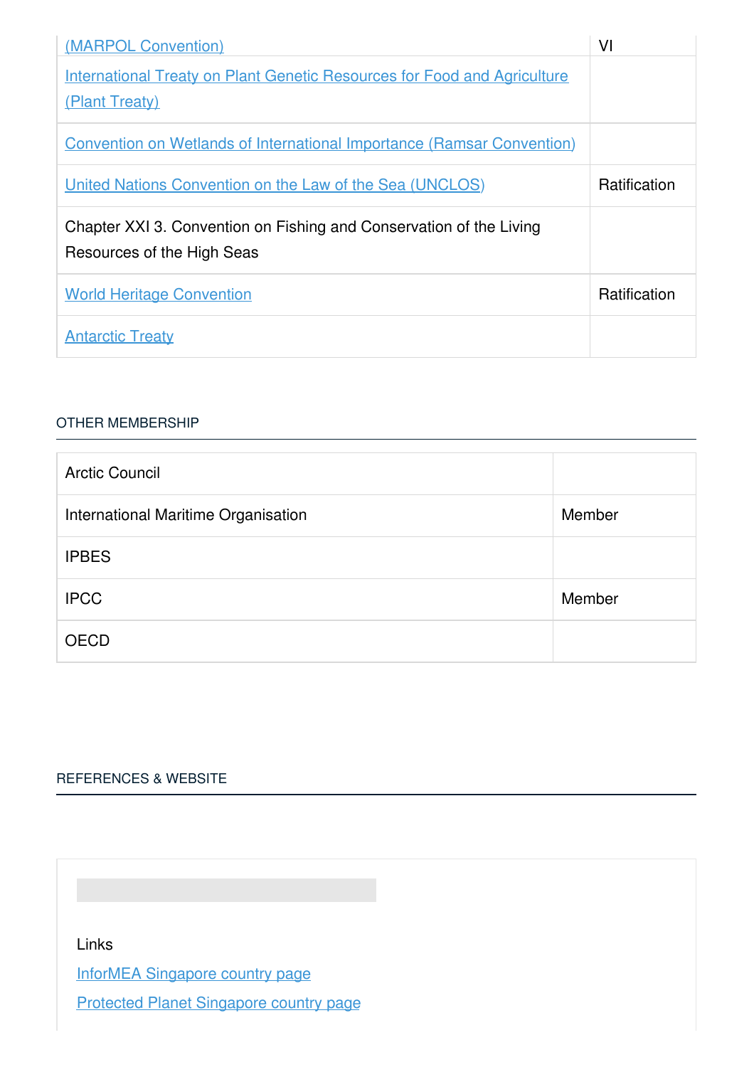| | |
|---|---|
| (MARPOL Convention) | VI |
| International Treaty on Plant Genetic Resources for Food and Agriculture (Plant Treaty) | |
| Convention on Wetlands of International Importance (Ramsar Convention) | |
| United Nations Convention on the Law of the Sea (UNCLOS) | Ratification |
| Chapter XXI 3. Convention on Fishing and Conservation of the Living Resources of the High Seas | |
| World Heritage Convention | Ratification |
| Antarctic Treaty | |

## OTHER MEMBERSHIP

| | |
|---|---|
| Arctic Council | |
| International Maritime Organisation | Member |
| IPBES | |
| IPCC | Member |
| OECD | |

## REFERENCES & WEBSITE

Links

InforMEA Singapore country page

Protected Planet Singapore country page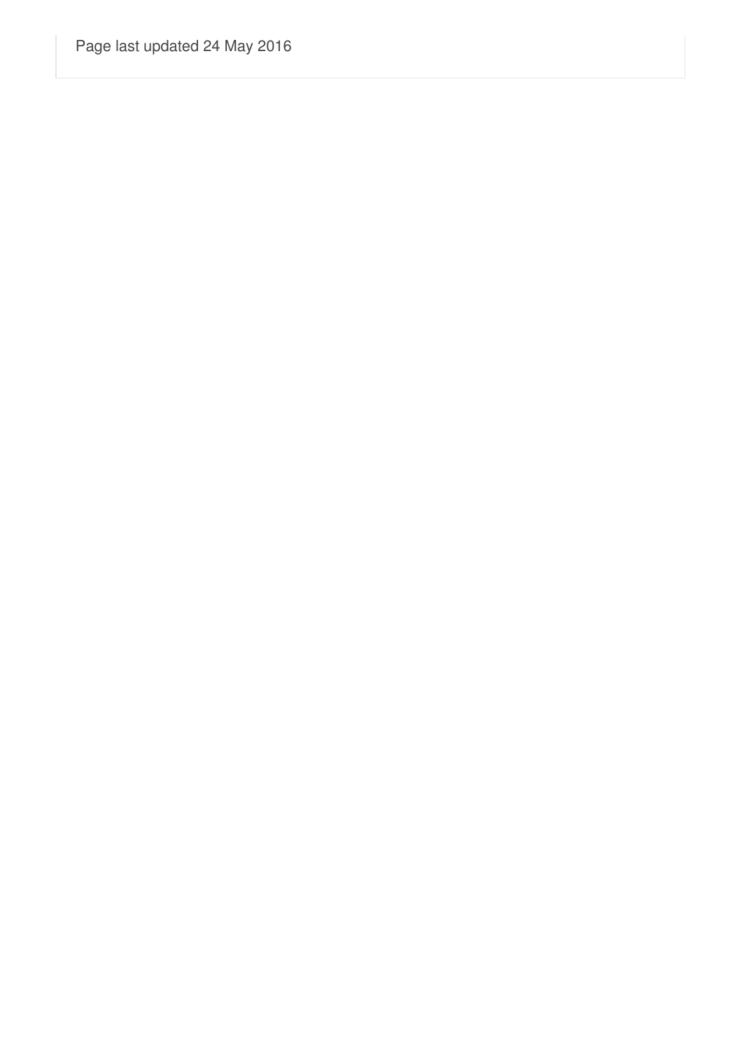Page last updated 24 May 2016